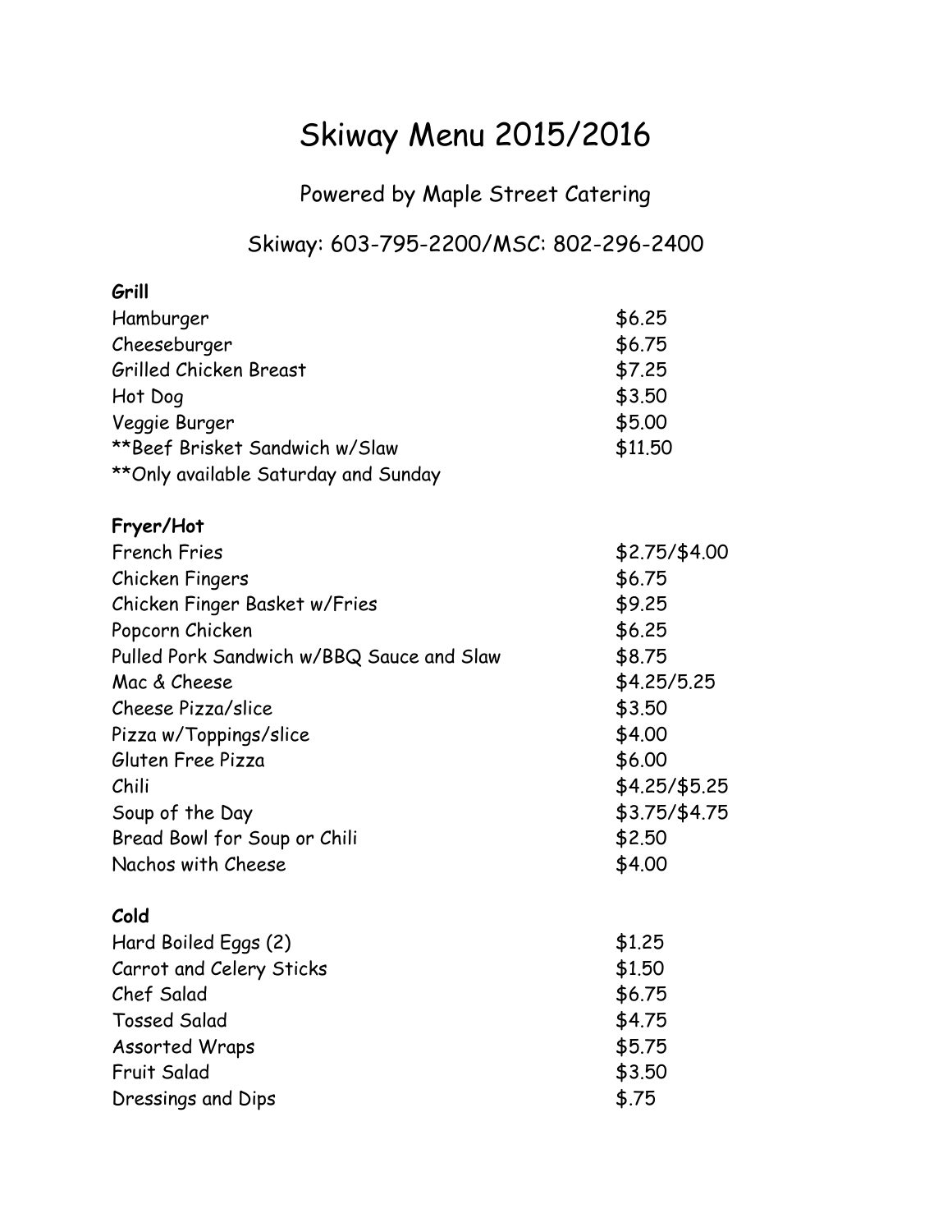# Skiway Menu 2015/2016

Powered by Maple Street Catering

Skiway: 603-795-2200/MSC: 802-296-2400

**Grill**

| | |
|---|---|
| Hamburger | $6.25 |
| Cheeseburger | $6.75 |
| Grilled Chicken Breast | $7.25 |
| Hot Dog | $3.50 |
| Veggie Burger | $5.00 |
| **Beef Brisket Sandwich w/Slaw | $11.50 |

**Only available Saturday and Sunday

**Fryer/Hot**

| | |
|---|---|
| French Fries | $2.75/$4.00 |
| Chicken Fingers | $6.75 |
| Chicken Finger Basket w/Fries | $9.25 |
| Popcorn Chicken | $6.25 |
| Pulled Pork Sandwich w/BBQ Sauce and Slaw | $8.75 |
| Mac & Cheese | $4.25/5.25 |
| Cheese Pizza/slice | $3.50 |
| Pizza w/Toppings/slice | $4.00 |
| Gluten Free Pizza | $6.00 |
| Chili | $4.25/$5.25 |
| Soup of the Day | $3.75/$4.75 |
| Bread Bowl for Soup or Chili | $2.50 |
| Nachos with Cheese | $4.00 |

**Cold**

| | |
|---|---|
| Hard Boiled Eggs (2) | $1.25 |
| Carrot and Celery Sticks | $1.50 |
| Chef Salad | $6.75 |
| Tossed Salad | $4.75 |
| Assorted Wraps | $5.75 |
| Fruit Salad | $3.50 |
| Dressings and Dips | $.75 |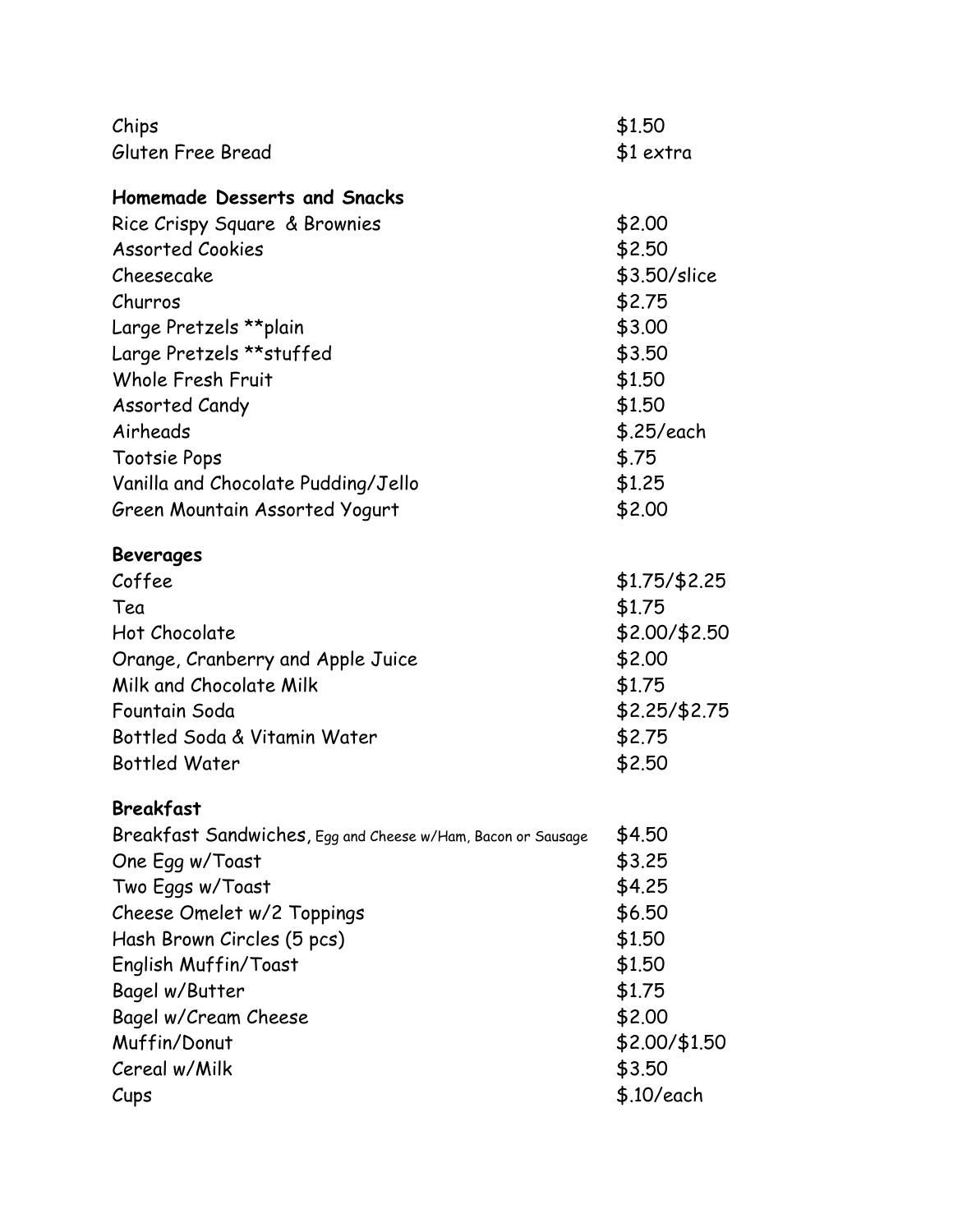| | |
|---|---|
| Chips | $1.50 |
| Gluten Free Bread | $1 extra |

**Homemade Desserts and Snacks**

| | |
|---|---|
| Rice Crispy Square & Brownies | $2.00 |
| Assorted Cookies | $2.50 |
| Cheesecake | $3.50/slice |
| Churros | $2.75 |
| Large Pretzels **plain | $3.00 |
| Large Pretzels **stuffed | $3.50 |
| Whole Fresh Fruit | $1.50 |
| Assorted Candy | $1.50 |
| Airheads | $.25/each |
| Tootsie Pops | $.75 |
| Vanilla and Chocolate Pudding/Jello | $1.25 |
| Green Mountain Assorted Yogurt | $2.00 |

**Beverages**

| | |
|---|---|
| Coffee | $1.75/$2.25 |
| Tea | $1.75 |
| Hot Chocolate | $2.00/$2.50 |
| Orange, Cranberry and Apple Juice | $2.00 |
| Milk and Chocolate Milk | $1.75 |
| Fountain Soda | $2.25/$2.75 |
| Bottled Soda & Vitamin Water | $2.75 |
| Bottled Water | $2.50 |

**Breakfast**

| | |
|---|---|
| Breakfast Sandwiches, Egg and Cheese w/Ham, Bacon or Sausage | $4.50 |
| One Egg w/Toast | $3.25 |
| Two Eggs w/Toast | $4.25 |
| Cheese Omelet w/2 Toppings | $6.50 |
| Hash Brown Circles (5 pcs) | $1.50 |
| English Muffin/Toast | $1.50 |
| Bagel w/Butter | $1.75 |
| Bagel w/Cream Cheese | $2.00 |
| Muffin/Donut | $2.00/$1.50 |
| Cereal w/Milk | $3.50 |
| Cups | $.10/each |